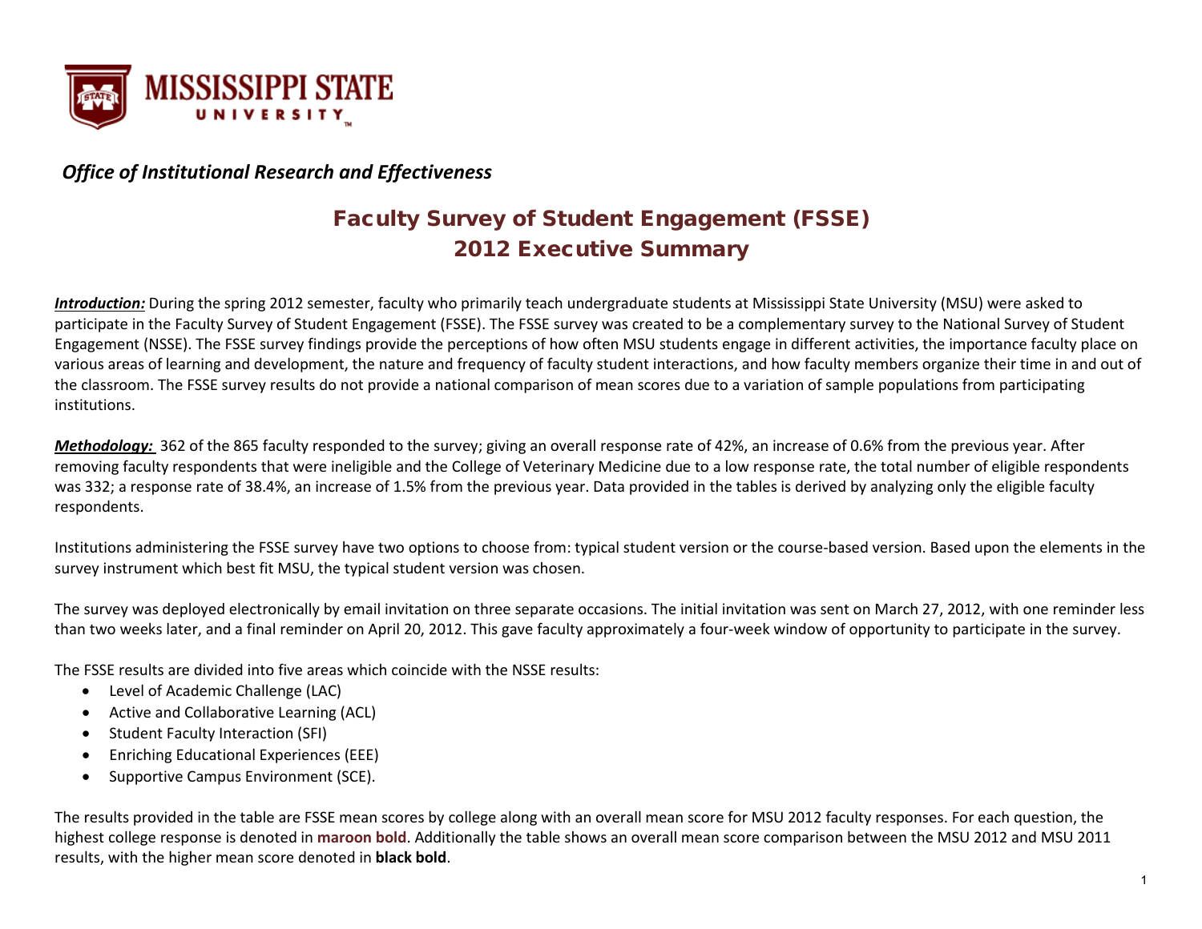MISSISSIPPI STATE UNIVERSITY

*Office of Institutional Research and Effectiveness*

# Faculty Survey of Student Engagement (FSSE)
# 2012 Executive Summary

***Introduction:*** During the spring 2012 semester, faculty who primarily teach undergraduate students at Mississippi State University (MSU) were asked to participate in the Faculty Survey of Student Engagement (FSSE). The FSSE survey was created to be a complementary survey to the National Survey of Student Engagement (NSSE). The FSSE survey findings provide the perceptions of how often MSU students engage in different activities, the importance faculty place on various areas of learning and development, the nature and frequency of faculty student interactions, and how faculty members organize their time in and out of the classroom. The FSSE survey results do not provide a national comparison of mean scores due to a variation of sample populations from participating institutions.

***Methodology:*** 362 of the 865 faculty responded to the survey; giving an overall response rate of 42%, an increase of 0.6% from the previous year. After removing faculty respondents that were ineligible and the College of Veterinary Medicine due to a low response rate, the total number of eligible respondents was 332; a response rate of 38.4%, an increase of 1.5% from the previous year. Data provided in the tables is derived by analyzing only the eligible faculty respondents.

Institutions administering the FSSE survey have two options to choose from: typical student version or the course-based version. Based upon the elements in the survey instrument which best fit MSU, the typical student version was chosen.

The survey was deployed electronically by email invitation on three separate occasions. The initial invitation was sent on March 27, 2012, with one reminder less than two weeks later, and a final reminder on April 20, 2012. This gave faculty approximately a four-week window of opportunity to participate in the survey.

The FSSE results are divided into five areas which coincide with the NSSE results:

- Level of Academic Challenge (LAC)
- Active and Collaborative Learning (ACL)
- Student Faculty Interaction (SFI)
- Enriching Educational Experiences (EEE)
- Supportive Campus Environment (SCE).

The results provided in the table are FSSE mean scores by college along with an overall mean score for MSU 2012 faculty responses. For each question, the highest college response is denoted in **maroon bold**. Additionally the table shows an overall mean score comparison between the MSU 2012 and MSU 2011 results, with the higher mean score denoted in **black bold**.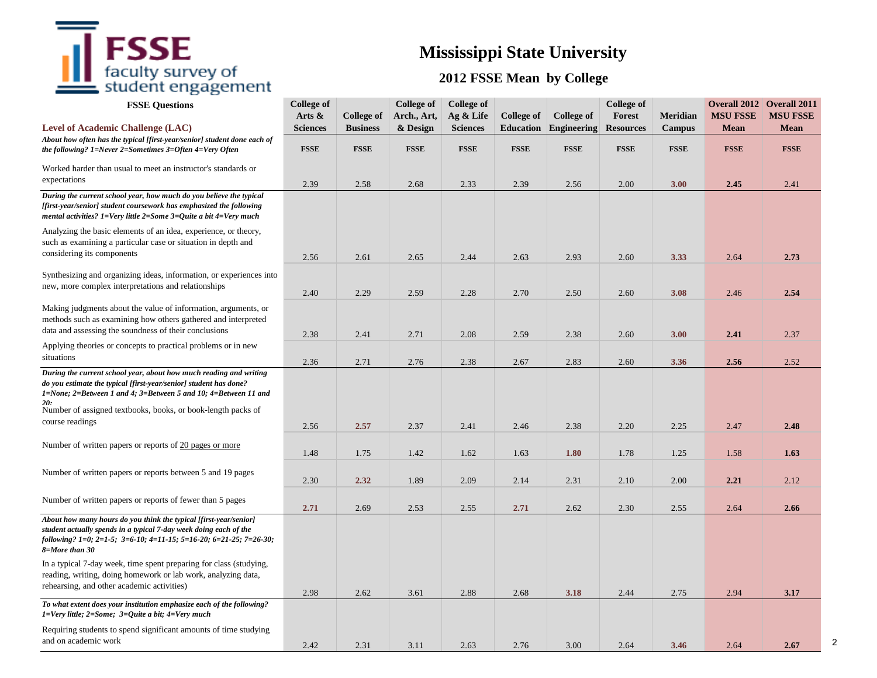# Mississippi State University

## 2012 FSSE Mean by College

| FSSE Questions | College of Arts & Sciences | College of Business | College of Arch., Art, & Design | College of Ag & Life Sciences | College of Education | College of Engineering | College of Forest Resources | Meridian Campus | Overall 2012 MSU FSSE Mean | Overall 2011 MSU FSSE Mean |
|---|---|---|---|---|---|---|---|---|---|---|
| **Level of Academic Challenge (LAC)** | | | | | | | | | | |
| ***About how often has the typical [first-year/senior] student done each of the following? 1=Never 2=Sometimes 3=Often 4=Very Often*** | **FSSE** | **FSSE** | **FSSE** | **FSSE** | **FSSE** | **FSSE** | **FSSE** | **FSSE** | **FSSE** | **FSSE** |
| Worked harder than usual to meet an instructor's standards or expectations | 2.39 | 2.58 | 2.68 | 2.33 | 2.39 | 2.56 | 2.00 | **3.00** | **2.45** | 2.41 |
| ***During the current school year, how much do you believe the typical [first-year/senior] student coursework has emphasized the following mental activities? 1=Very little 2=Some 3=Quite a bit 4=Very much*** | | | | | | | | | | |
| Analyzing the basic elements of an idea, experience, or theory, such as examining a particular case or situation in depth and considering its components | 2.56 | 2.61 | 2.65 | 2.44 | 2.63 | 2.93 | 2.60 | **3.33** | 2.64 | **2.73** |
| Synthesizing and organizing ideas, information, or experiences into new, more complex interpretations and relationships | 2.40 | 2.29 | 2.59 | 2.28 | 2.70 | 2.50 | 2.60 | **3.08** | 2.46 | **2.54** |
| Making judgments about the value of information, arguments, or methods such as examining how others gathered and interpreted data and assessing the soundness of their conclusions | 2.38 | 2.41 | 2.71 | 2.08 | 2.59 | 2.38 | 2.60 | **3.00** | **2.41** | 2.37 |
| Applying theories or concepts to practical problems or in new situations | 2.36 | 2.71 | 2.76 | 2.38 | 2.67 | 2.83 | 2.60 | **3.36** | **2.56** | 2.52 |
| ***During the current school year, about how much reading and writing do you estimate the typical [first-year/senior] student has done? 1=None; 2=Between 1 and 4; 3=Between 5 and 10; 4=Between 11 and 20:*** | | | | | | | | | | |
| Number of assigned textbooks, books, or book-length packs of course readings | 2.56 | **2.57** | 2.37 | 2.41 | 2.46 | 2.38 | 2.20 | 2.25 | 2.47 | **2.48** |
| Number of written papers or reports of 20 pages or more | 1.48 | 1.75 | 1.42 | 1.62 | 1.63 | **1.80** | 1.78 | 1.25 | 1.58 | **1.63** |
| Number of written papers or reports between 5 and 19 pages | 2.30 | **2.32** | 1.89 | 2.09 | 2.14 | 2.31 | 2.10 | 2.00 | **2.21** | 2.12 |
| Number of written papers or reports of fewer than 5 pages | **2.71** | 2.69 | 2.53 | 2.55 | **2.71** | 2.62 | 2.30 | 2.55 | 2.64 | **2.66** |
| ***About how many hours do you think the typical [first-year/senior] student actually spends in a typical 7-day week doing each of the following? 1=0; 2=1-5; 3=6-10; 4=11-15; 5=16-20; 6=21-25; 7=26-30; 8=More than 30*** | | | | | | | | | | |
| In a typical 7-day week, time spent preparing for class (studying, reading, writing, doing homework or lab work, analyzing data, rehearsing, and other academic activities) | 2.98 | 2.62 | 3.61 | 2.88 | 2.68 | **3.18** | 2.44 | 2.75 | 2.94 | **3.17** |
| ***To what extent does your institution emphasize each of the following? 1=Very little; 2=Some; 3=Quite a bit; 4=Very much*** | | | | | | | | | | |
| Requiring students to spend significant amounts of time studying and on academic work | 2.42 | 2.31 | 3.11 | 2.63 | 2.76 | 3.00 | 2.64 | **3.46** | 2.64 | **2.67** |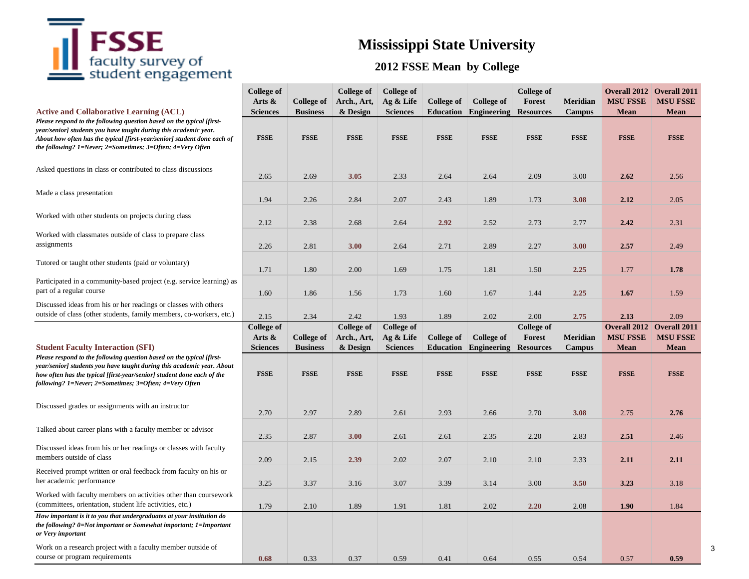# Mississippi State University

## 2012 FSSE Mean by College

| Active and Collaborative Learning (ACL) | College of Arts & Sciences | College of Business | College of Arch., Art, & Design | College of Ag & Life Sciences | College of Education | College of Engineering | College of Forest Resources | Meridian Campus | Overall 2012 MSU FSSE Mean | Overall 2011 MSU FSSE Mean |
|---|---|---|---|---|---|---|---|---|---|---|
| *Please respond to the following question based on the typical [first-year/senior] students you have taught during this academic year. About how often has the typical [first-year/senior] student done each of the following? 1=Never; 2=Sometimes; 3=Often; 4=Very Often* | **FSSE** | **FSSE** | **FSSE** | **FSSE** | **FSSE** | **FSSE** | **FSSE** | **FSSE** | **FSSE** | **FSSE** |
| Asked questions in class or contributed to class discussions | 2.65 | 2.69 | **3.05** | 2.33 | 2.64 | 2.64 | 2.09 | 3.00 | **2.62** | 2.56 |
| Made a class presentation | 1.94 | 2.26 | 2.84 | 2.07 | 2.43 | 1.89 | 1.73 | **3.08** | **2.12** | 2.05 |
| Worked with other students on projects during class | 2.12 | 2.38 | 2.68 | 2.64 | **2.92** | 2.52 | 2.73 | 2.77 | **2.42** | 2.31 |
| Worked with classmates outside of class to prepare class assignments | 2.26 | 2.81 | **3.00** | 2.64 | 2.71 | 2.89 | 2.27 | **3.00** | **2.57** | 2.49 |
| Tutored or taught other students (paid or voluntary) | 1.71 | 1.80 | 2.00 | 1.69 | 1.75 | 1.81 | 1.50 | **2.25** | 1.77 | **1.78** |
| Participated in a community-based project (e.g. service learning) as part of a regular course | 1.60 | 1.86 | 1.56 | 1.73 | 1.60 | 1.67 | 1.44 | **2.25** | **1.67** | 1.59 |
| Discussed ideas from his or her readings or classes with others outside of class (other students, family members, co-workers, etc.) | 2.15 | 2.34 | 2.42 | 1.93 | 1.89 | 2.02 | 2.00 | **2.75** | **2.13** | 2.09 |

| Student Faculty Interaction (SFI) | College of Arts & Sciences | College of Business | College of Arch., Art, & Design | College of Ag & Life Sciences | College of Education | College of Engineering | College of Forest Resources | Meridian Campus | Overall 2012 MSU FSSE Mean | Overall 2011 MSU FSSE Mean |
|---|---|---|---|---|---|---|---|---|---|---|
| *Please respond to the following question based on the typical [first-year/senior] students you have taught during this academic year. About how often has the typical [first-year/senior] student done each of the following? 1=Never; 2=Sometimes; 3=Often; 4=Very Often* | **FSSE** | **FSSE** | **FSSE** | **FSSE** | **FSSE** | **FSSE** | **FSSE** | **FSSE** | **FSSE** | **FSSE** |
| Discussed grades or assignments with an instructor | 2.70 | 2.97 | 2.89 | 2.61 | 2.93 | 2.66 | 2.70 | **3.08** | 2.75 | **2.76** |
| Talked about career plans with a faculty member or advisor | 2.35 | 2.87 | **3.00** | 2.61 | 2.61 | 2.35 | 2.20 | 2.83 | **2.51** | 2.46 |
| Discussed ideas from his or her readings or classes with faculty members outside of class | 2.09 | 2.15 | **2.39** | 2.02 | 2.07 | 2.10 | 2.10 | 2.33 | **2.11** | **2.11** |
| Received prompt written or oral feedback from faculty on his or her academic performance | 3.25 | 3.37 | 3.16 | 3.07 | 3.39 | 3.14 | 3.00 | **3.50** | **3.23** | 3.18 |
| Worked with faculty members on activities other than coursework (committees, orientation, student life activities, etc.) | 1.79 | 2.10 | 1.89 | 1.91 | 1.81 | 2.02 | **2.20** | 2.08 | **1.90** | 1.84 |
| *How important is it to you that undergraduates at your institution do the following? 0=Not important or Somewhat important; 1=Important or Very important* | | | | | | | | | | |
| Work on a research project with a faculty member outside of course or program requirements | **0.68** | 0.33 | 0.37 | 0.59 | 0.41 | 0.64 | 0.55 | 0.54 | 0.57 | **0.59** |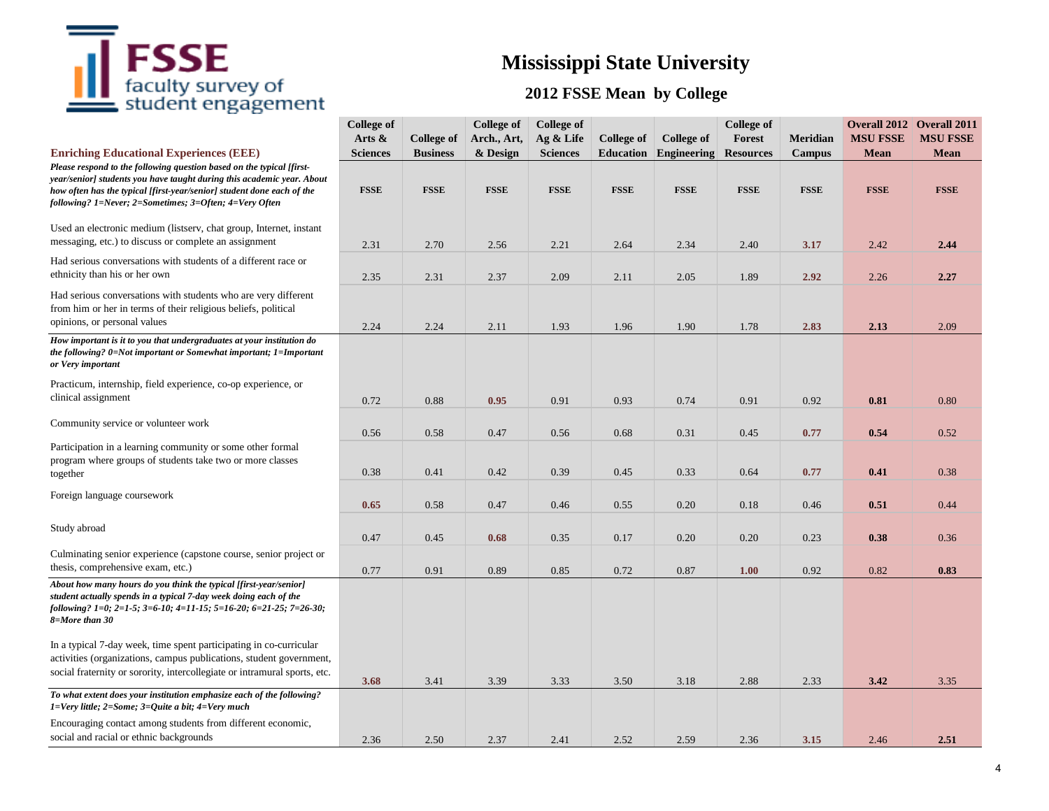# Mississippi State University

## 2012 FSSE Mean by College

| Enriching Educational Experiences (EEE) | College of Arts & Sciences | College of Business | College of Arch., Art, & Design | College of Ag & Life Sciences | College of Education | College of Engineering | College of Forest Resources | Meridian Campus | Overall 2012 MSU FSSE Mean | Overall 2011 MSU FSSE Mean |
|---|---|---|---|---|---|---|---|---|---|---|
| ***Please respond to the following question based on the typical [first-year/senior] students you have taught during this academic year. About how often has the typical [first-year/senior] student done each of the following? 1=Never; 2=Sometimes; 3=Often; 4=Very Often*** | **FSSE** | **FSSE** | **FSSE** | **FSSE** | **FSSE** | **FSSE** | **FSSE** | **FSSE** | **FSSE** | **FSSE** |
| Used an electronic medium (listserv, chat group, Internet, instant messaging, etc.) to discuss or complete an assignment | 2.31 | 2.70 | 2.56 | 2.21 | 2.64 | 2.34 | 2.40 | **3.17** | 2.42 | **2.44** |
| Had serious conversations with students of a different race or ethnicity than his or her own | 2.35 | 2.31 | 2.37 | 2.09 | 2.11 | 2.05 | 1.89 | **2.92** | 2.26 | **2.27** |
| Had serious conversations with students who are very different from him or her in terms of their religious beliefs, political opinions, or personal values | 2.24 | 2.24 | 2.11 | 1.93 | 1.96 | 1.90 | 1.78 | **2.83** | **2.13** | 2.09 |
| ***How important is it to you that undergraduates at your institution do the following? 0=Not important or Somewhat important; 1=Important or Very important*** | | | | | | | | | | |
| Practicum, internship, field experience, co-op experience, or clinical assignment | 0.72 | 0.88 | **0.95** | 0.91 | 0.93 | 0.74 | 0.91 | 0.92 | **0.81** | 0.80 |
| Community service or volunteer work | 0.56 | 0.58 | 0.47 | 0.56 | 0.68 | 0.31 | 0.45 | **0.77** | **0.54** | 0.52 |
| Participation in a learning community or some other formal program where groups of students take two or more classes together | 0.38 | 0.41 | 0.42 | 0.39 | 0.45 | 0.33 | 0.64 | **0.77** | **0.41** | 0.38 |
| Foreign language coursework | **0.65** | 0.58 | 0.47 | 0.46 | 0.55 | 0.20 | 0.18 | 0.46 | **0.51** | 0.44 |
| Study abroad | 0.47 | 0.45 | **0.68** | 0.35 | 0.17 | 0.20 | 0.20 | 0.23 | **0.38** | 0.36 |
| Culminating senior experience (capstone course, senior project or thesis, comprehensive exam, etc.) | 0.77 | 0.91 | 0.89 | 0.85 | 0.72 | 0.87 | **1.00** | 0.92 | 0.82 | **0.83** |
| ***About how many hours do you think the typical [first-year/senior] student actually spends in a typical 7-day week doing each of the following? 1=0; 2=1-5; 3=6-10; 4=11-15; 5=16-20; 6=21-25; 7=26-30; 8=More than 30*** | | | | | | | | | | |
| In a typical 7-day week, time spent participating in co-curricular activities (organizations, campus publications, student government, social fraternity or sorority, intercollegiate or intramural sports, etc. | **3.68** | 3.41 | 3.39 | 3.33 | 3.50 | 3.18 | 2.88 | 2.33 | **3.42** | 3.35 |
| ***To what extent does your institution emphasize each of the following? 1=Very little; 2=Some; 3=Quite a bit; 4=Very much*** | | | | | | | | | | |
| Encouraging contact among students from different economic, social and racial or ethnic backgrounds | 2.36 | 2.50 | 2.37 | 2.41 | 2.52 | 2.59 | 2.36 | **3.15** | 2.46 | **2.51** |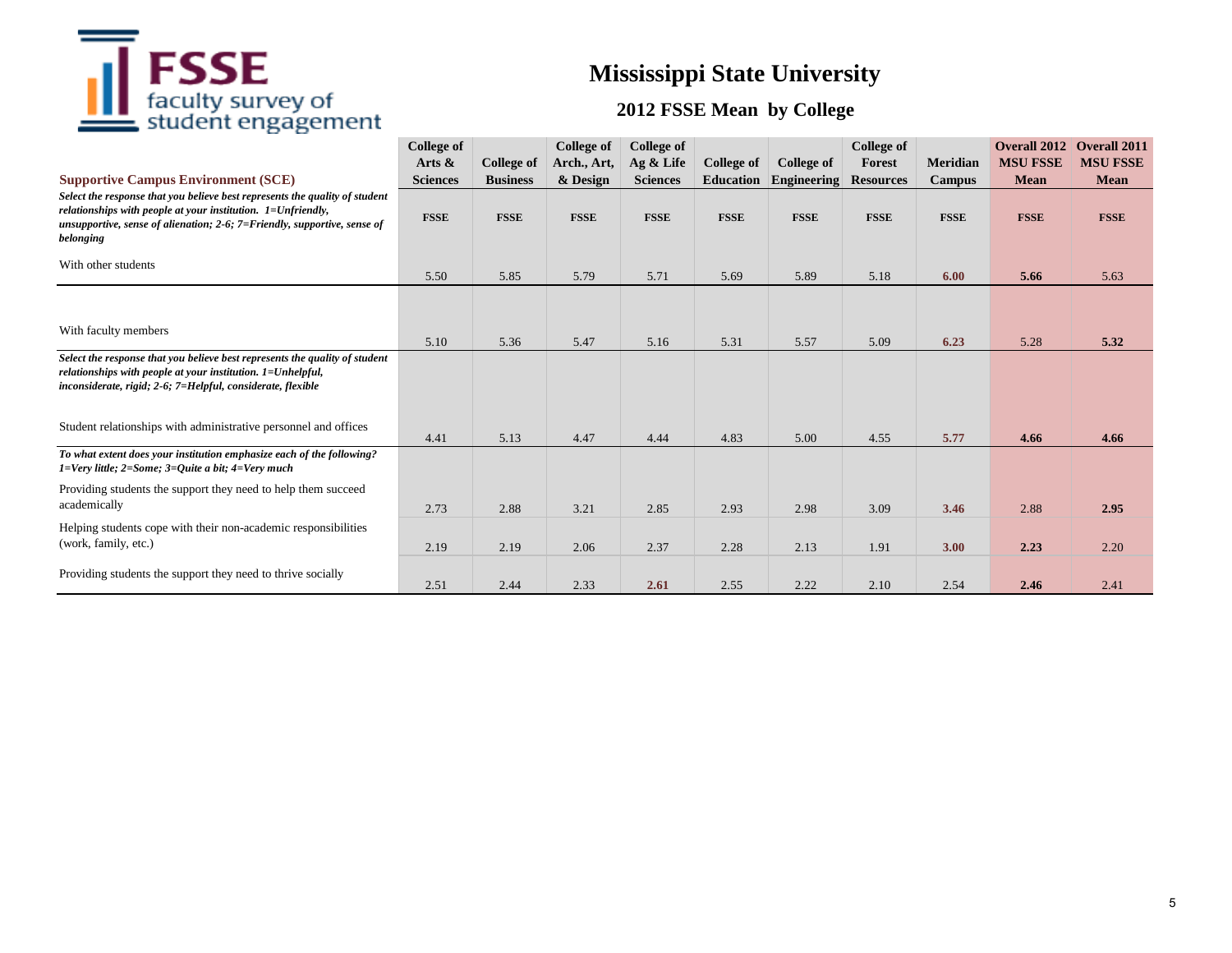# Mississippi State University

## 2012 FSSE Mean by College

| Supportive Campus Environment (SCE) | College of Arts & Sciences | College of Business | College of Arch., Art, & Design | College of Ag & Life Sciences | College of Education | College of Engineering | College of Forest Resources | Meridian Campus | Overall 2012 MSU FSSE Mean | Overall 2011 MSU FSSE Mean |
|---|---|---|---|---|---|---|---|---|---|---|
| ***Select the response that you believe best represents the quality of student relationships with people at your institution. 1=Unfriendly, unsupportive, sense of alienation; 2-6; 7=Friendly, supportive, sense of belonging*** | **FSSE** | **FSSE** | **FSSE** | **FSSE** | **FSSE** | **FSSE** | **FSSE** | **FSSE** | **FSSE** | **FSSE** |
| With other students | 5.50 | 5.85 | 5.79 | 5.71 | 5.69 | 5.89 | 5.18 | **6.00** | **5.66** | 5.63 |
| With faculty members | 5.10 | 5.36 | 5.47 | 5.16 | 5.31 | 5.57 | 5.09 | **6.23** | 5.28 | **5.32** |
| ***Select the response that you believe best represents the quality of student relationships with people at your institution. 1=Unhelpful, inconsiderate, rigid; 2-6; 7=Helpful, considerate, flexible*** | | | | | | | | | | |
| Student relationships with administrative personnel and offices | 4.41 | 5.13 | 4.47 | 4.44 | 4.83 | 5.00 | 4.55 | **5.77** | **4.66** | **4.66** |
| ***To what extent does your institution emphasize each of the following? 1=Very little; 2=Some; 3=Quite a bit; 4=Very much*** | | | | | | | | | | |
| Providing students the support they need to help them succeed academically | 2.73 | 2.88 | 3.21 | 2.85 | 2.93 | 2.98 | 3.09 | **3.46** | 2.88 | **2.95** |
| Helping students cope with their non-academic responsibilities (work, family, etc.) | 2.19 | 2.19 | 2.06 | 2.37 | 2.28 | 2.13 | 1.91 | **3.00** | **2.23** | 2.20 |
| Providing students the support they need to thrive socially | 2.51 | 2.44 | 2.33 | **2.61** | 2.55 | 2.22 | 2.10 | 2.54 | **2.46** | 2.41 |